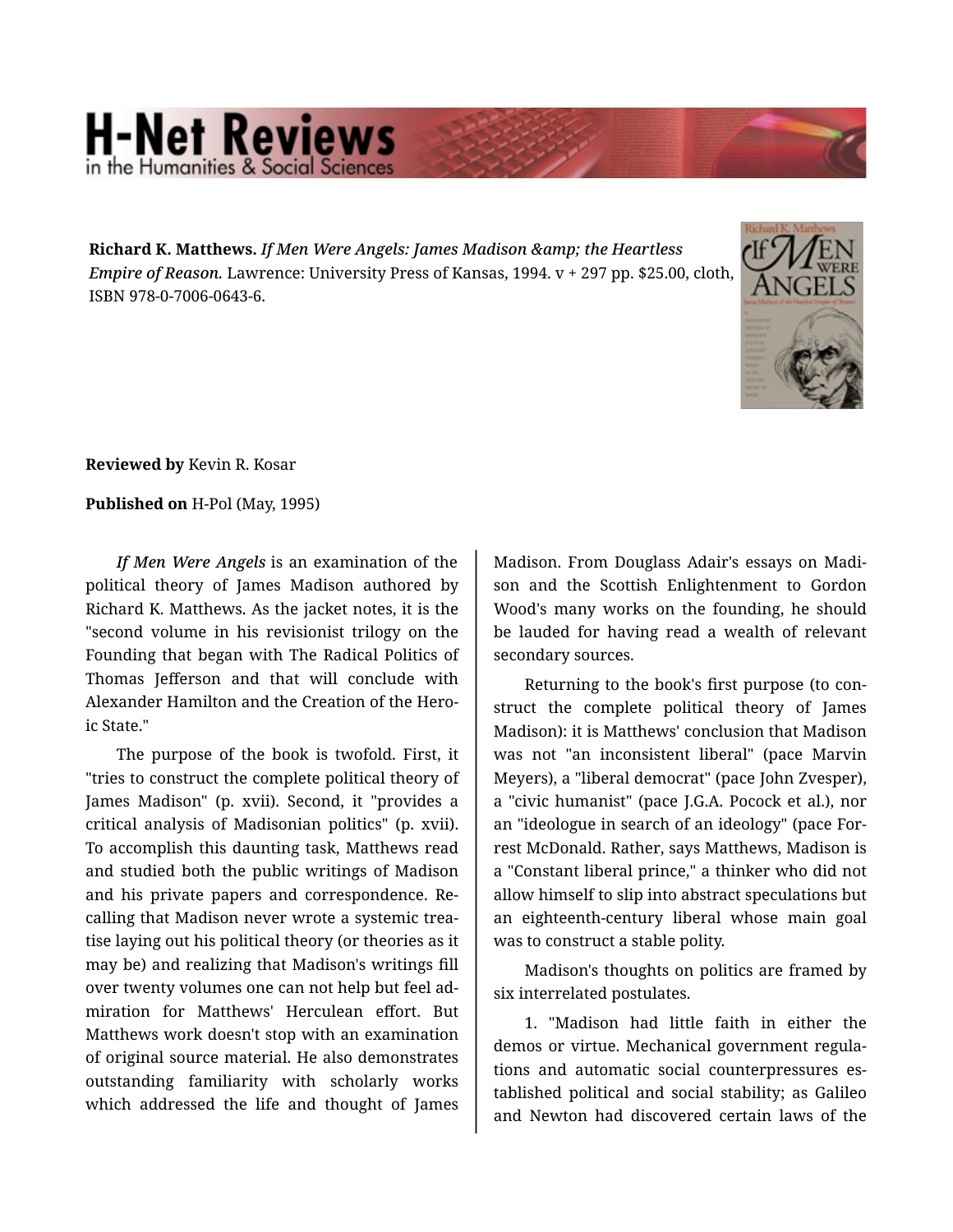**Richard K. Matthews.** *If Men Were Angels: James Madison &amp; the Heartless Empire of Reason.* Lawrence: University Press of Kansas, 1994. v + 297 pp. $25.00, cloth, ISBN 978-0-7006-0643-6.

**Reviewed by** Kevin R. Kosar

**Published on** H-Pol (May, 1995)

*If Men Were Angels* is an examination of the political theory of James Madison authored by Richard K. Matthews. As the jacket notes, it is the "second volume in his revisionist trilogy on the Founding that began with The Radical Politics of Thomas Jefferson and that will conclude with Alexander Hamilton and the Creation of the Heroic State."

The purpose of the book is twofold. First, it "tries to construct the complete political theory of James Madison" (p. xvii). Second, it "provides a critical analysis of Madisonian politics" (p. xvii). To accomplish this daunting task, Matthews read and studied both the public writings of Madison and his private papers and correspondence. Recalling that Madison never wrote a systemic treatise laying out his political theory (or theories as it may be) and realizing that Madison's writings fill over twenty volumes one can not help but feel admiration for Matthews' Herculean effort. But Matthews work doesn't stop with an examination of original source material. He also demonstrates outstanding familiarity with scholarly works which addressed the life and thought of James Madison. From Douglass Adair's essays on Madison and the Scottish Enlightenment to Gordon Wood's many works on the founding, he should be lauded for having read a wealth of relevant secondary sources.

Returning to the book's first purpose (to construct the complete political theory of James Madison): it is Matthews' conclusion that Madison was not "an inconsistent liberal" (pace Marvin Meyers), a "liberal democrat" (pace John Zvesper), a "civic humanist" (pace J.G.A. Pocock et al.), nor an "ideologue in search of an ideology" (pace Forrest McDonald. Rather, says Matthews, Madison is a "Constant liberal prince," a thinker who did not allow himself to slip into abstract speculations but an eighteenth-century liberal whose main goal was to construct a stable polity.

Madison's thoughts on politics are framed by six interrelated postulates.

1. "Madison had little faith in either the demos or virtue. Mechanical government regulations and automatic social counterpressures established political and social stability; as Galileo and Newton had discovered certain laws of the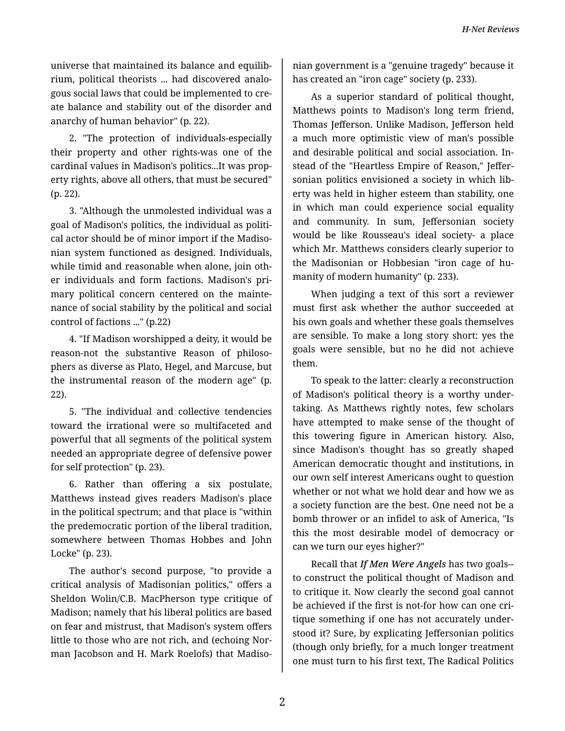universe that maintained its balance and equilibrium, political theorists ... had discovered analogous social laws that could be implemented to create balance and stability out of the disorder and anarchy of human behavior" (p. 22).

2. "The protection of individuals-especially their property and other rights-was one of the cardinal values in Madison's politics...It was property rights, above all others, that must be secured" (p. 22).

3. "Although the unmolested individual was a goal of Madison's politics, the individual as political actor should be of minor import if the Madisonian system functioned as designed. Individuals, while timid and reasonable when alone, join other individuals and form factions. Madison's primary political concern centered on the maintenance of social stability by the political and social control of factions ..." (p.22)

4. "If Madison worshipped a deity, it would be reason-not the substantive Reason of philosophers as diverse as Plato, Hegel, and Marcuse, but the instrumental reason of the modern age" (p. 22).

5. "The individual and collective tendencies toward the irrational were so multifaceted and powerful that all segments of the political system needed an appropriate degree of defensive power for self protection" (p. 23).

6. Rather than offering a six postulate, Matthews instead gives readers Madison's place in the political spectrum; and that place is "within the predemocratic portion of the liberal tradition, somewhere between Thomas Hobbes and John Locke" (p. 23).

The author's second purpose, "to provide a critical analysis of Madisonian politics," offers a Sheldon Wolin/C.B. MacPherson type critique of Madison; namely that his liberal politics are based on fear and mistrust, that Madison's system offers little to those who are not rich, and (echoing Norman Jacobson and H. Mark Roelofs) that Madisonian government is a "genuine tragedy" because it has created an "iron cage" society (p. 233).

As a superior standard of political thought, Matthews points to Madison's long term friend, Thomas Jefferson. Unlike Madison, Jefferson held a much more optimistic view of man's possible and desirable political and social association. Instead of the "Heartless Empire of Reason," Jeffersonian politics envisioned a society in which liberty was held in higher esteem than stability, one in which man could experience social equality and community. In sum, Jeffersonian society would be like Rousseau's ideal society- a place which Mr. Matthews considers clearly superior to the Madisonian or Hobbesian "iron cage of humanity of modern humanity" (p. 233).

When judging a text of this sort a reviewer must first ask whether the author succeeded at his own goals and whether these goals themselves are sensible. To make a long story short: yes the goals were sensible, but no he did not achieve them.

To speak to the latter: clearly a reconstruction of Madison's political theory is a worthy undertaking. As Matthews rightly notes, few scholars have attempted to make sense of the thought of this towering figure in American history. Also, since Madison's thought has so greatly shaped American democratic thought and institutions, in our own self interest Americans ought to question whether or not what we hold dear and how we as a society function are the best. One need not be a bomb thrower or an infidel to ask of America, "Is this the most desirable model of democracy or can we turn our eyes higher?"

Recall that ***If Men Were Angels*** has two goals--to construct the political thought of Madison and to critique it. Now clearly the second goal cannot be achieved if the first is not-for how can one critique something if one has not accurately understood it? Sure, by explicating Jeffersonian politics (though only briefly, for a much longer treatment one must turn to his first text, The Radical Politics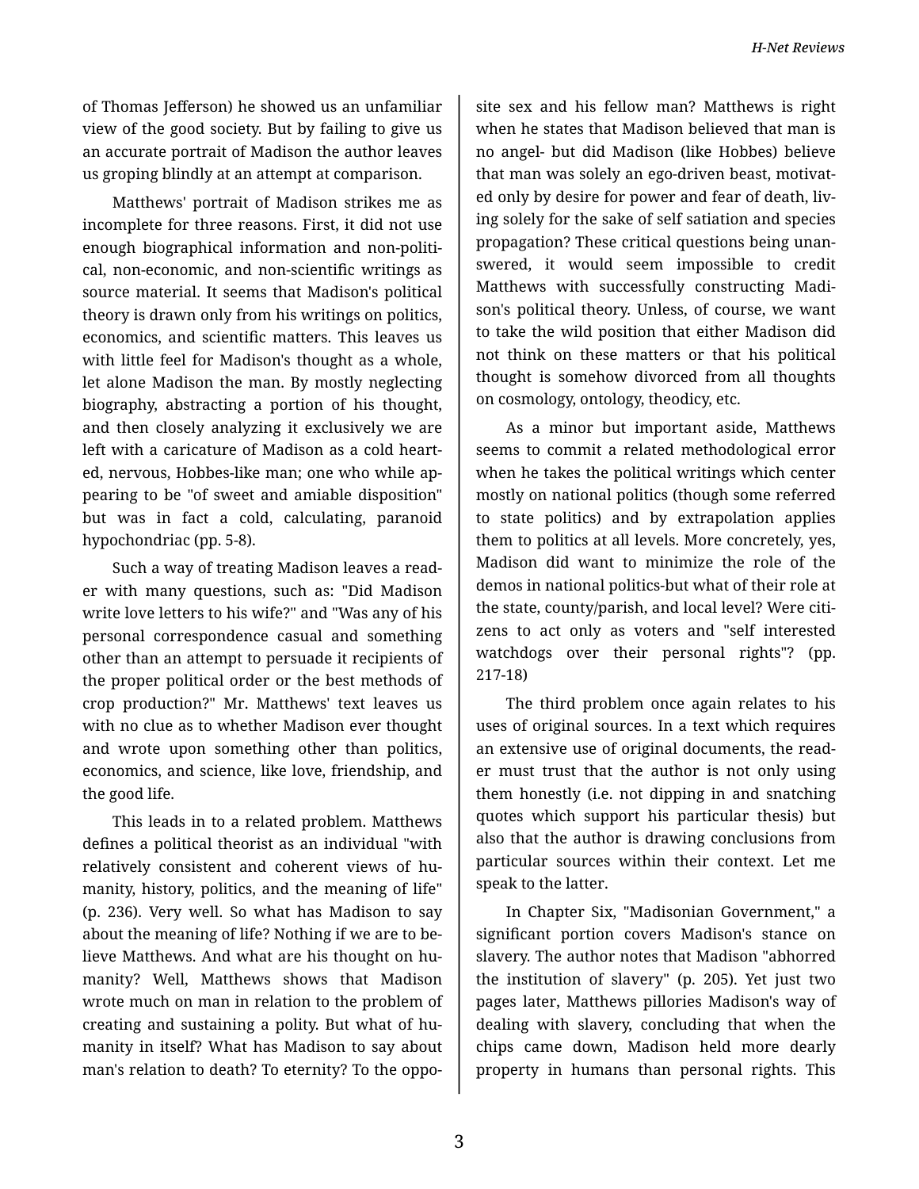of Thomas Jefferson) he showed us an unfamiliar view of the good society. But by failing to give us an accurate portrait of Madison the author leaves us groping blindly at an attempt at comparison.

Matthews' portrait of Madison strikes me as incomplete for three reasons. First, it did not use enough biographical information and non-political, non-economic, and non-scientific writings as source material. It seems that Madison's political theory is drawn only from his writings on politics, economics, and scientific matters. This leaves us with little feel for Madison's thought as a whole, let alone Madison the man. By mostly neglecting biography, abstracting a portion of his thought, and then closely analyzing it exclusively we are left with a caricature of Madison as a cold hearted, nervous, Hobbes-like man; one who while appearing to be "of sweet and amiable disposition" but was in fact a cold, calculating, paranoid hypochondriac (pp. 5-8).

Such a way of treating Madison leaves a reader with many questions, such as: "Did Madison write love letters to his wife?" and "Was any of his personal correspondence casual and something other than an attempt to persuade it recipients of the proper political order or the best methods of crop production?" Mr. Matthews' text leaves us with no clue as to whether Madison ever thought and wrote upon something other than politics, economics, and science, like love, friendship, and the good life.

This leads in to a related problem. Matthews defines a political theorist as an individual "with relatively consistent and coherent views of humanity, history, politics, and the meaning of life" (p. 236). Very well. So what has Madison to say about the meaning of life? Nothing if we are to believe Matthews. And what are his thought on humanity? Well, Matthews shows that Madison wrote much on man in relation to the problem of creating and sustaining a polity. But what of humanity in itself? What has Madison to say about man's relation to death? To eternity? To the opposite sex and his fellow man? Matthews is right when he states that Madison believed that man is no angel- but did Madison (like Hobbes) believe that man was solely an ego-driven beast, motivated only by desire for power and fear of death, living solely for the sake of self satiation and species propagation? These critical questions being unanswered, it would seem impossible to credit Matthews with successfully constructing Madison's political theory. Unless, of course, we want to take the wild position that either Madison did not think on these matters or that his political thought is somehow divorced from all thoughts on cosmology, ontology, theodicy, etc.

As a minor but important aside, Matthews seems to commit a related methodological error when he takes the political writings which center mostly on national politics (though some referred to state politics) and by extrapolation applies them to politics at all levels. More concretely, yes, Madison did want to minimize the role of the demos in national politics-but what of their role at the state, county/parish, and local level? Were citizens to act only as voters and "self interested watchdogs over their personal rights"? (pp. 217-18)

The third problem once again relates to his uses of original sources. In a text which requires an extensive use of original documents, the reader must trust that the author is not only using them honestly (i.e. not dipping in and snatching quotes which support his particular thesis) but also that the author is drawing conclusions from particular sources within their context. Let me speak to the latter.

In Chapter Six, "Madisonian Government," a significant portion covers Madison's stance on slavery. The author notes that Madison "abhorred the institution of slavery" (p. 205). Yet just two pages later, Matthews pillories Madison's way of dealing with slavery, concluding that when the chips came down, Madison held more dearly property in humans than personal rights. This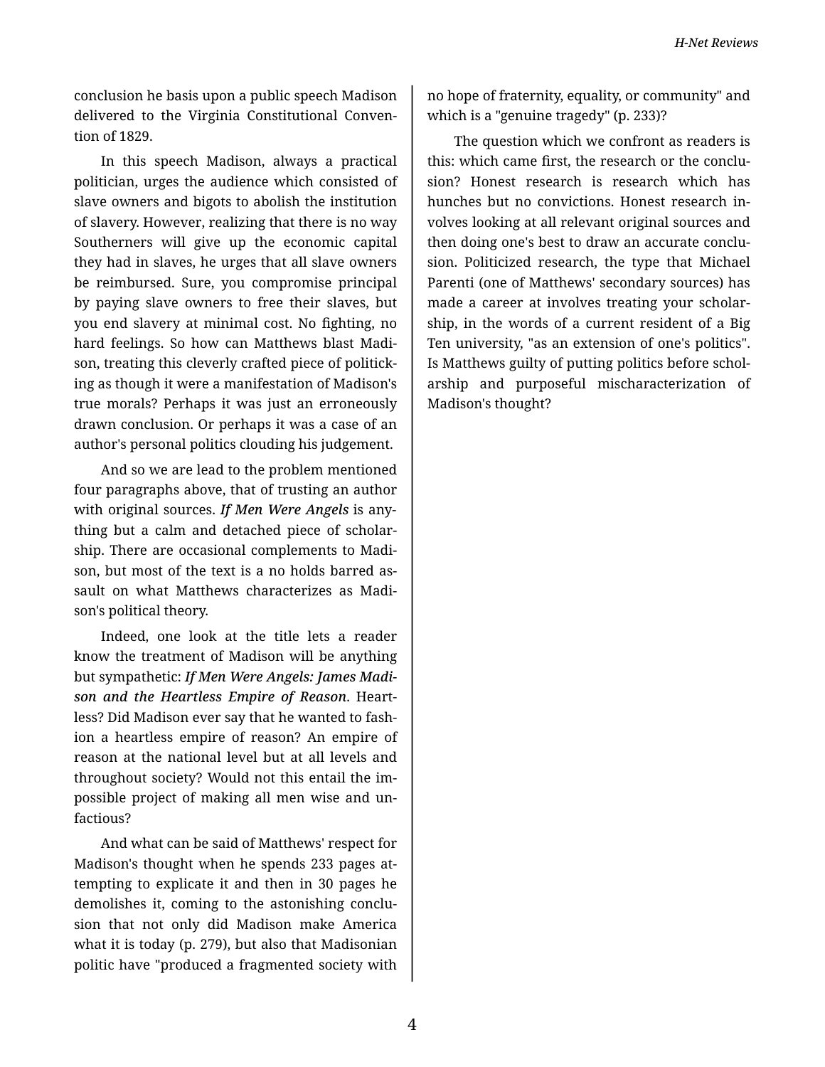conclusion he basis upon a public speech Madison delivered to the Virginia Constitutional Convention of 1829.

In this speech Madison, always a practical politician, urges the audience which consisted of slave owners and bigots to abolish the institution of slavery. However, realizing that there is no way Southerners will give up the economic capital they had in slaves, he urges that all slave owners be reimbursed. Sure, you compromise principal by paying slave owners to free their slaves, but you end slavery at minimal cost. No fighting, no hard feelings. So how can Matthews blast Madison, treating this cleverly crafted piece of politicking as though it were a manifestation of Madison's true morals? Perhaps it was just an erroneously drawn conclusion. Or perhaps it was a case of an author's personal politics clouding his judgement.

And so we are lead to the problem mentioned four paragraphs above, that of trusting an author with original sources. ***If Men Were Angels*** is anything but a calm and detached piece of scholarship. There are occasional complements to Madison, but most of the text is a no holds barred assault on what Matthews characterizes as Madison's political theory.

Indeed, one look at the title lets a reader know the treatment of Madison will be anything but sympathetic: ***If Men Were Angels: James Madison and the Heartless Empire of Reason***. Heartless? Did Madison ever say that he wanted to fashion a heartless empire of reason? An empire of reason at the national level but at all levels and throughout society? Would not this entail the impossible project of making all men wise and unfactious?

And what can be said of Matthews' respect for Madison's thought when he spends 233 pages attempting to explicate it and then in 30 pages he demolishes it, coming to the astonishing conclusion that not only did Madison make America what it is today (p. 279), but also that Madisonian politic have "produced a fragmented society with no hope of fraternity, equality, or community" and which is a "genuine tragedy" (p. 233)?

The question which we confront as readers is this: which came first, the research or the conclusion? Honest research is research which has hunches but no convictions. Honest research involves looking at all relevant original sources and then doing one's best to draw an accurate conclusion. Politicized research, the type that Michael Parenti (one of Matthews' secondary sources) has made a career at involves treating your scholarship, in the words of a current resident of a Big Ten university, "as an extension of one's politics". Is Matthews guilty of putting politics before scholarship and purposeful mischaracterization of Madison's thought?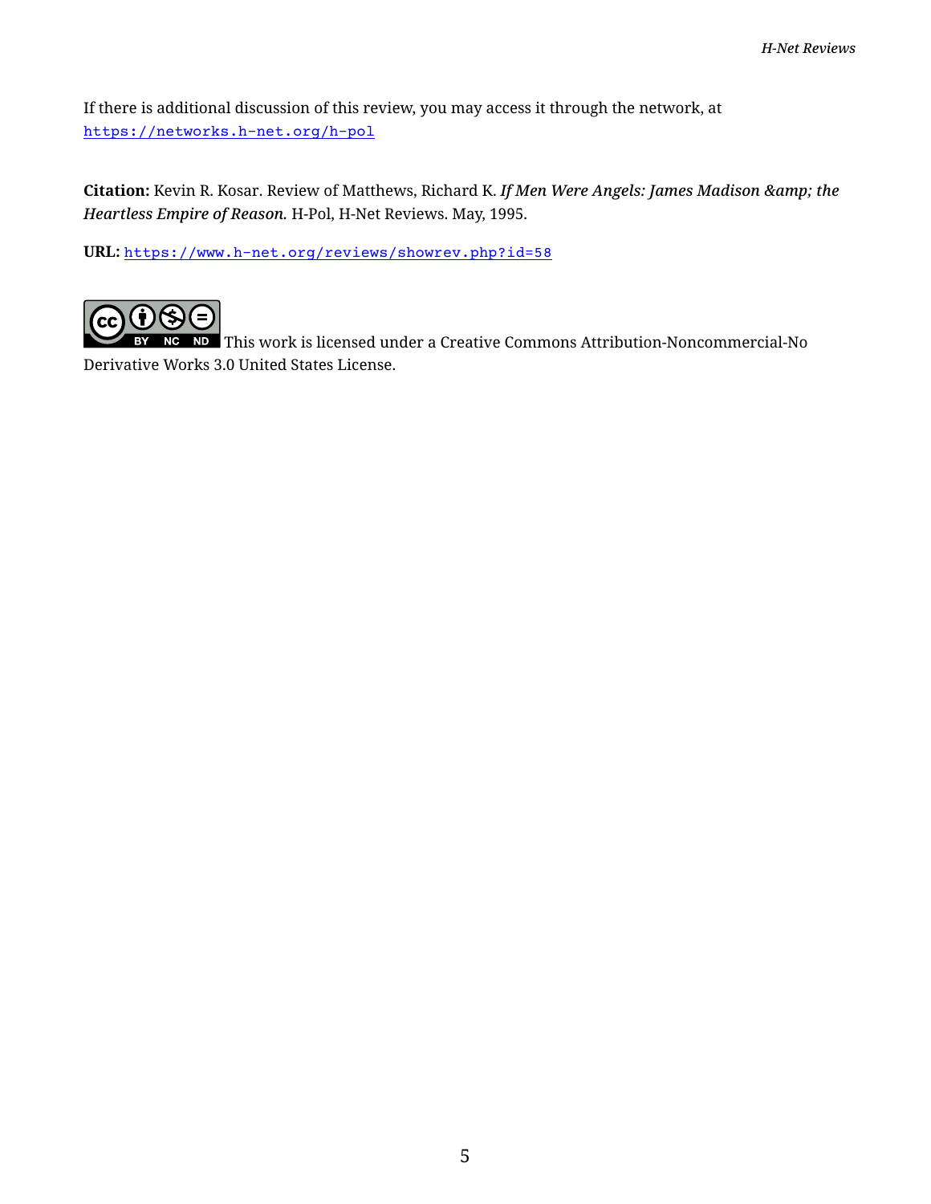If there is additional discussion of this review, you may access it through the network, at https://networks.h-net.org/h-pol

**Citation:** Kevin R. Kosar. Review of Matthews, Richard K. *If Men Were Angels: James Madison &amp; the Heartless Empire of Reason.* H-Pol, H-Net Reviews. May, 1995.

**URL:** https://www.h-net.org/reviews/showrev.php?id=58

This work is licensed under a Creative Commons Attribution-Noncommercial-No Derivative Works 3.0 United States License.